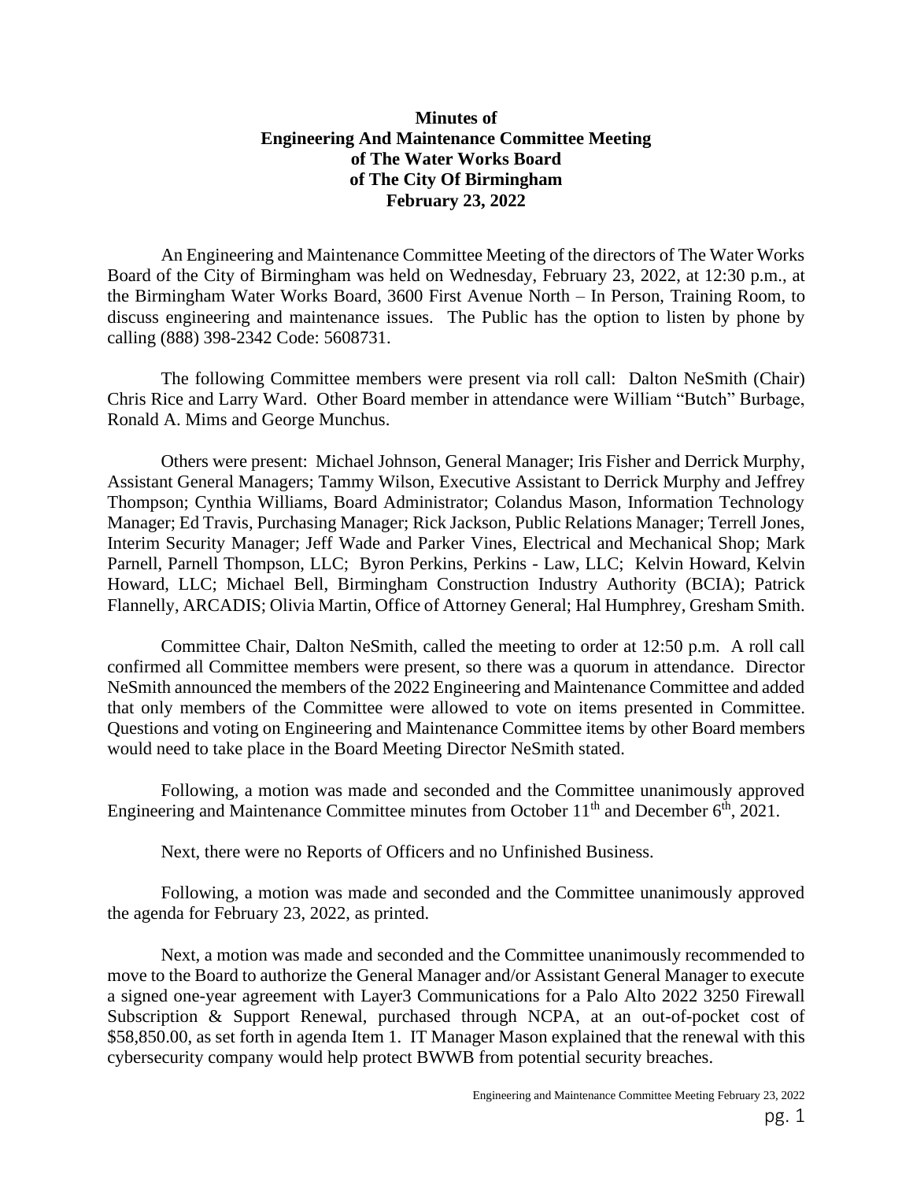**Minutes of**
**Engineering And Maintenance Committee Meeting**
**of The Water Works Board**
**of The City Of Birmingham**
**February 23, 2022**

An Engineering and Maintenance Committee Meeting of the directors of The Water Works Board of the City of Birmingham was held on Wednesday, February 23, 2022, at 12:30 p.m., at the Birmingham Water Works Board, 3600 First Avenue North – In Person, Training Room, to discuss engineering and maintenance issues. The Public has the option to listen by phone by calling (888) 398-2342 Code: 5608731.

The following Committee members were present via roll call: Dalton NeSmith (Chair) Chris Rice and Larry Ward. Other Board member in attendance were William "Butch" Burbage, Ronald A. Mims and George Munchus.

Others were present: Michael Johnson, General Manager; Iris Fisher and Derrick Murphy, Assistant General Managers; Tammy Wilson, Executive Assistant to Derrick Murphy and Jeffrey Thompson; Cynthia Williams, Board Administrator; Colandus Mason, Information Technology Manager; Ed Travis, Purchasing Manager; Rick Jackson, Public Relations Manager; Terrell Jones, Interim Security Manager; Jeff Wade and Parker Vines, Electrical and Mechanical Shop; Mark Parnell, Parnell Thompson, LLC; Byron Perkins, Perkins - Law, LLC; Kelvin Howard, Kelvin Howard, LLC; Michael Bell, Birmingham Construction Industry Authority (BCIA); Patrick Flannelly, ARCADIS; Olivia Martin, Office of Attorney General; Hal Humphrey, Gresham Smith.

Committee Chair, Dalton NeSmith, called the meeting to order at 12:50 p.m. A roll call confirmed all Committee members were present, so there was a quorum in attendance. Director NeSmith announced the members of the 2022 Engineering and Maintenance Committee and added that only members of the Committee were allowed to vote on items presented in Committee. Questions and voting on Engineering and Maintenance Committee items by other Board members would need to take place in the Board Meeting Director NeSmith stated.

Following, a motion was made and seconded and the Committee unanimously approved Engineering and Maintenance Committee minutes from October 11th and December 6th, 2021.

Next, there were no Reports of Officers and no Unfinished Business.

Following, a motion was made and seconded and the Committee unanimously approved the agenda for February 23, 2022, as printed.

Next, a motion was made and seconded and the Committee unanimously recommended to move to the Board to authorize the General Manager and/or Assistant General Manager to execute a signed one-year agreement with Layer3 Communications for a Palo Alto 2022 3250 Firewall Subscription & Support Renewal, purchased through NCPA, at an out-of-pocket cost of $58,850.00, as set forth in agenda Item 1. IT Manager Mason explained that the renewal with this cybersecurity company would help protect BWWB from potential security breaches.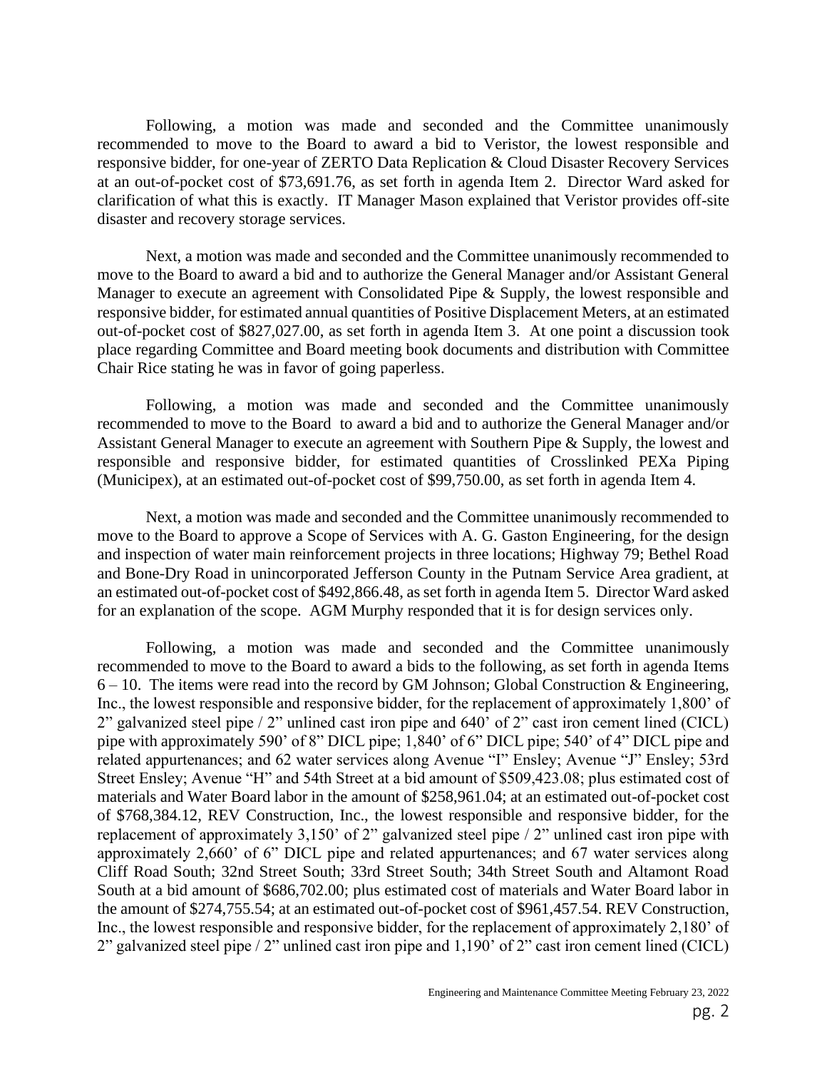Following, a motion was made and seconded and the Committee unanimously recommended to move to the Board to award a bid to Veristor, the lowest responsible and responsive bidder, for one-year of ZERTO Data Replication & Cloud Disaster Recovery Services at an out-of-pocket cost of $73,691.76, as set forth in agenda Item 2. Director Ward asked for clarification of what this is exactly. IT Manager Mason explained that Veristor provides off-site disaster and recovery storage services.

Next, a motion was made and seconded and the Committee unanimously recommended to move to the Board to award a bid and to authorize the General Manager and/or Assistant General Manager to execute an agreement with Consolidated Pipe & Supply, the lowest responsible and responsive bidder, for estimated annual quantities of Positive Displacement Meters, at an estimated out-of-pocket cost of $827,027.00, as set forth in agenda Item 3. At one point a discussion took place regarding Committee and Board meeting book documents and distribution with Committee Chair Rice stating he was in favor of going paperless.

Following, a motion was made and seconded and the Committee unanimously recommended to move to the Board to award a bid and to authorize the General Manager and/or Assistant General Manager to execute an agreement with Southern Pipe & Supply, the lowest and responsible and responsive bidder, for estimated quantities of Crosslinked PEXa Piping (Municipex), at an estimated out-of-pocket cost of $99,750.00, as set forth in agenda Item 4.

Next, a motion was made and seconded and the Committee unanimously recommended to move to the Board to approve a Scope of Services with A. G. Gaston Engineering, for the design and inspection of water main reinforcement projects in three locations; Highway 79; Bethel Road and Bone-Dry Road in unincorporated Jefferson County in the Putnam Service Area gradient, at an estimated out-of-pocket cost of $492,866.48, as set forth in agenda Item 5. Director Ward asked for an explanation of the scope. AGM Murphy responded that it is for design services only.

Following, a motion was made and seconded and the Committee unanimously recommended to move to the Board to award a bids to the following, as set forth in agenda Items 6 – 10. The items were read into the record by GM Johnson; Global Construction & Engineering, Inc., the lowest responsible and responsive bidder, for the replacement of approximately 1,800' of 2" galvanized steel pipe / 2" unlined cast iron pipe and 640' of 2" cast iron cement lined (CICL) pipe with approximately 590' of 8" DICL pipe; 1,840' of 6" DICL pipe; 540' of 4" DICL pipe and related appurtenances; and 62 water services along Avenue "I" Ensley; Avenue "J" Ensley; 53rd Street Ensley; Avenue "H" and 54th Street at a bid amount of $509,423.08; plus estimated cost of materials and Water Board labor in the amount of $258,961.04; at an estimated out-of-pocket cost of $768,384.12, REV Construction, Inc., the lowest responsible and responsive bidder, for the replacement of approximately 3,150' of 2" galvanized steel pipe / 2" unlined cast iron pipe with approximately 2,660' of 6" DICL pipe and related appurtenances; and 67 water services along Cliff Road South; 32nd Street South; 33rd Street South; 34th Street South and Altamont Road South at a bid amount of $686,702.00; plus estimated cost of materials and Water Board labor in the amount of $274,755.54; at an estimated out-of-pocket cost of $961,457.54. REV Construction, Inc., the lowest responsible and responsive bidder, for the replacement of approximately 2,180' of 2" galvanized steel pipe / 2" unlined cast iron pipe and 1,190' of 2" cast iron cement lined (CICL)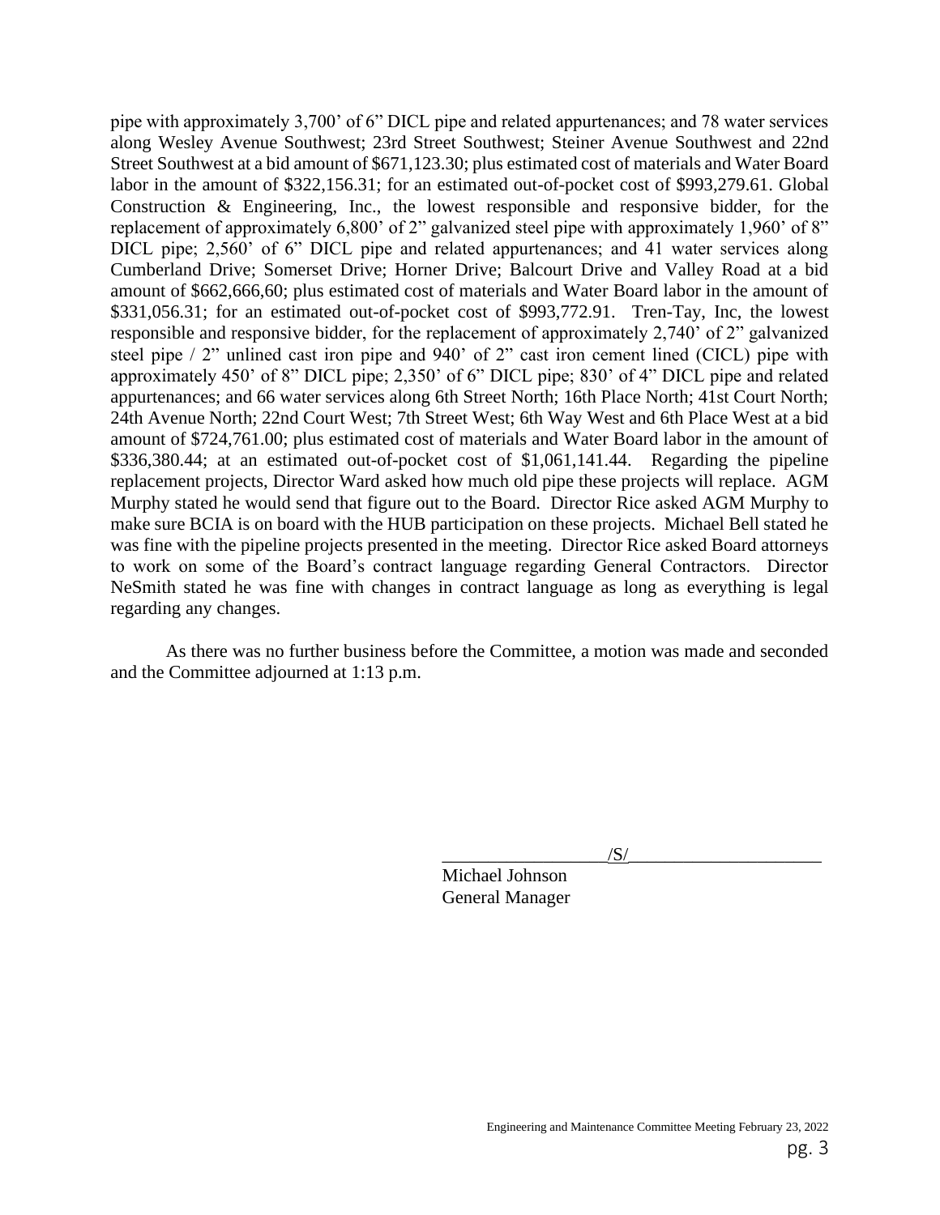pipe with approximately 3,700' of 6" DICL pipe and related appurtenances; and 78 water services along Wesley Avenue Southwest; 23rd Street Southwest; Steiner Avenue Southwest and 22nd Street Southwest at a bid amount of $671,123.30; plus estimated cost of materials and Water Board labor in the amount of $322,156.31; for an estimated out-of-pocket cost of $993,279.61. Global Construction & Engineering, Inc., the lowest responsible and responsive bidder, for the replacement of approximately 6,800' of 2" galvanized steel pipe with approximately 1,960' of 8" DICL pipe; 2,560' of 6" DICL pipe and related appurtenances; and 41 water services along Cumberland Drive; Somerset Drive; Horner Drive; Balcourt Drive and Valley Road at a bid amount of $662,666,60; plus estimated cost of materials and Water Board labor in the amount of $331,056.31; for an estimated out-of-pocket cost of $993,772.91. Tren-Tay, Inc, the lowest responsible and responsive bidder, for the replacement of approximately 2,740' of 2" galvanized steel pipe / 2" unlined cast iron pipe and 940' of 2" cast iron cement lined (CICL) pipe with approximately 450' of 8" DICL pipe; 2,350' of 6" DICL pipe; 830' of 4" DICL pipe and related appurtenances; and 66 water services along 6th Street North; 16th Place North; 41st Court North; 24th Avenue North; 22nd Court West; 7th Street West; 6th Way West and 6th Place West at a bid amount of $724,761.00; plus estimated cost of materials and Water Board labor in the amount of $336,380.44; at an estimated out-of-pocket cost of $1,061,141.44. Regarding the pipeline replacement projects, Director Ward asked how much old pipe these projects will replace. AGM Murphy stated he would send that figure out to the Board. Director Rice asked AGM Murphy to make sure BCIA is on board with the HUB participation on these projects. Michael Bell stated he was fine with the pipeline projects presented in the meeting. Director Rice asked Board attorneys to work on some of the Board's contract language regarding General Contractors. Director NeSmith stated he was fine with changes in contract language as long as everything is legal regarding any changes.

As there was no further business before the Committee, a motion was made and seconded and the Committee adjourned at 1:13 p.m.

__________________/S/_____________________

Michael Johnson
General Manager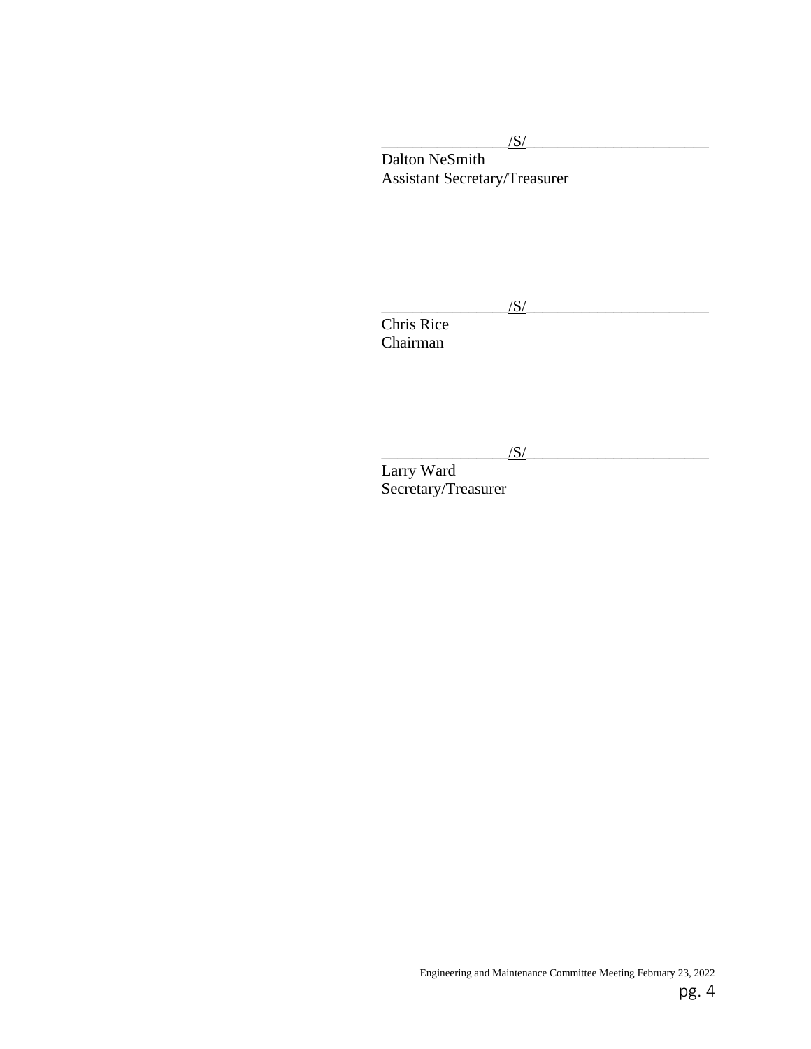\_\_\_\_\_\_\_\_\_\_\_\_\_\_\_\_/S/\_\_\_\_\_\_\_\_\_\_\_\_\_\_\_\_\_\_\_\_\_\_\_
Dalton NeSmith
Assistant Secretary/Treasurer

\_\_\_\_\_\_\_\_\_\_\_\_\_\_\_\_/S/\_\_\_\_\_\_\_\_\_\_\_\_\_\_\_\_\_\_\_\_\_\_\_
Chris Rice
Chairman

\_\_\_\_\_\_\_\_\_\_\_\_\_\_\_\_/S/\_\_\_\_\_\_\_\_\_\_\_\_\_\_\_\_\_\_\_\_\_\_\_
Larry Ward
Secretary/Treasurer